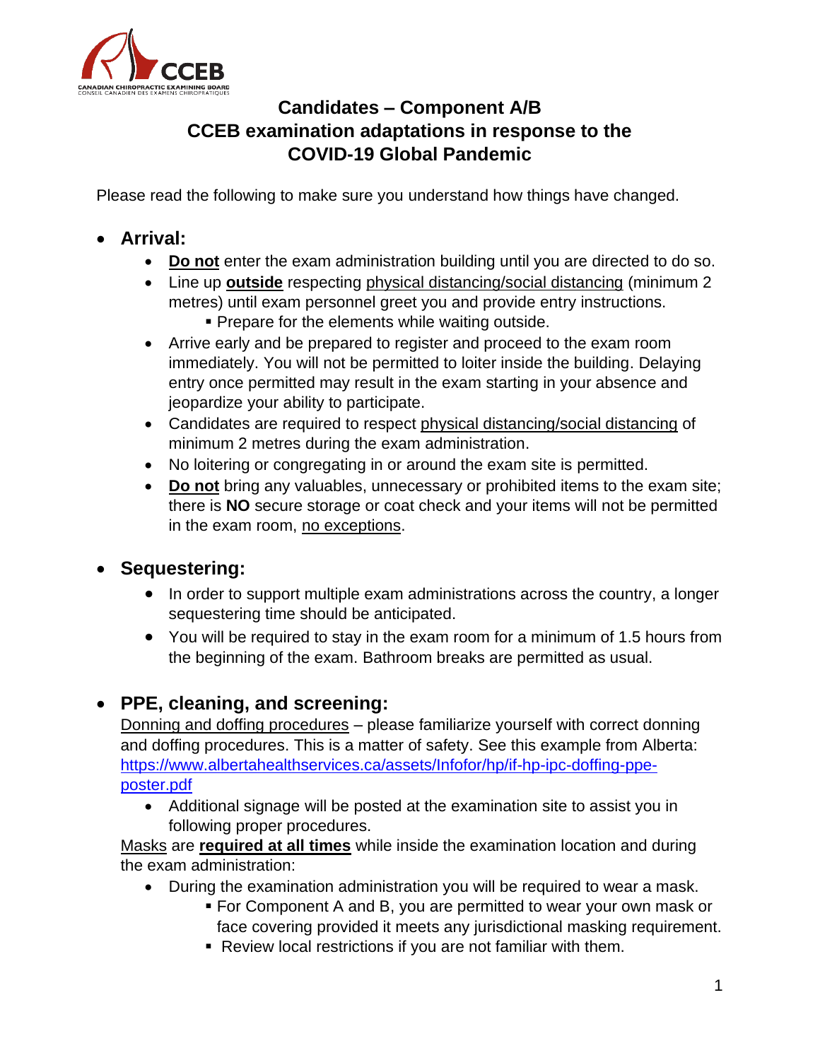# Candidates – Component A/B CCEB examination adaptations in response to the COVID-19 Global Pandemic

Please read the following to make sure you understand how things have changed.

- **Arrival:**
  - **Do not** enter the exam administration building until you are directed to do so.
  - Line up **outside** respecting physical distancing/social distancing (minimum 2 metres) until exam personnel greet you and provide entry instructions.
    - Prepare for the elements while waiting outside.
  - Arrive early and be prepared to register and proceed to the exam room immediately. You will not be permitted to loiter inside the building. Delaying entry once permitted may result in the exam starting in your absence and jeopardize your ability to participate.
  - Candidates are required to respect physical distancing/social distancing of minimum 2 metres during the exam administration.
  - No loitering or congregating in or around the exam site is permitted.
  - **Do not** bring any valuables, unnecessary or prohibited items to the exam site; there is **NO** secure storage or coat check and your items will not be permitted in the exam room, no exceptions.

- **Sequestering:**
  - In order to support multiple exam administrations across the country, a longer sequestering time should be anticipated.
  - You will be required to stay in the exam room for a minimum of 1.5 hours from the beginning of the exam. Bathroom breaks are permitted as usual.

- **PPE, cleaning, and screening:**

  Donning and doffing procedures – please familiarize yourself with correct donning and doffing procedures. This is a matter of safety. See this example from Alberta: https://www.albertahealthservices.ca/assets/Infofor/hp/if-hp-ipc-doffing-ppe-poster.pdf
  - Additional signage will be posted at the examination site to assist you in following proper procedures.

  Masks are **required at all times** while inside the examination location and during the exam administration:
  - During the examination administration you will be required to wear a mask.
    - For Component A and B, you are permitted to wear your own mask or face covering provided it meets any jurisdictional masking requirement.
    - Review local restrictions if you are not familiar with them.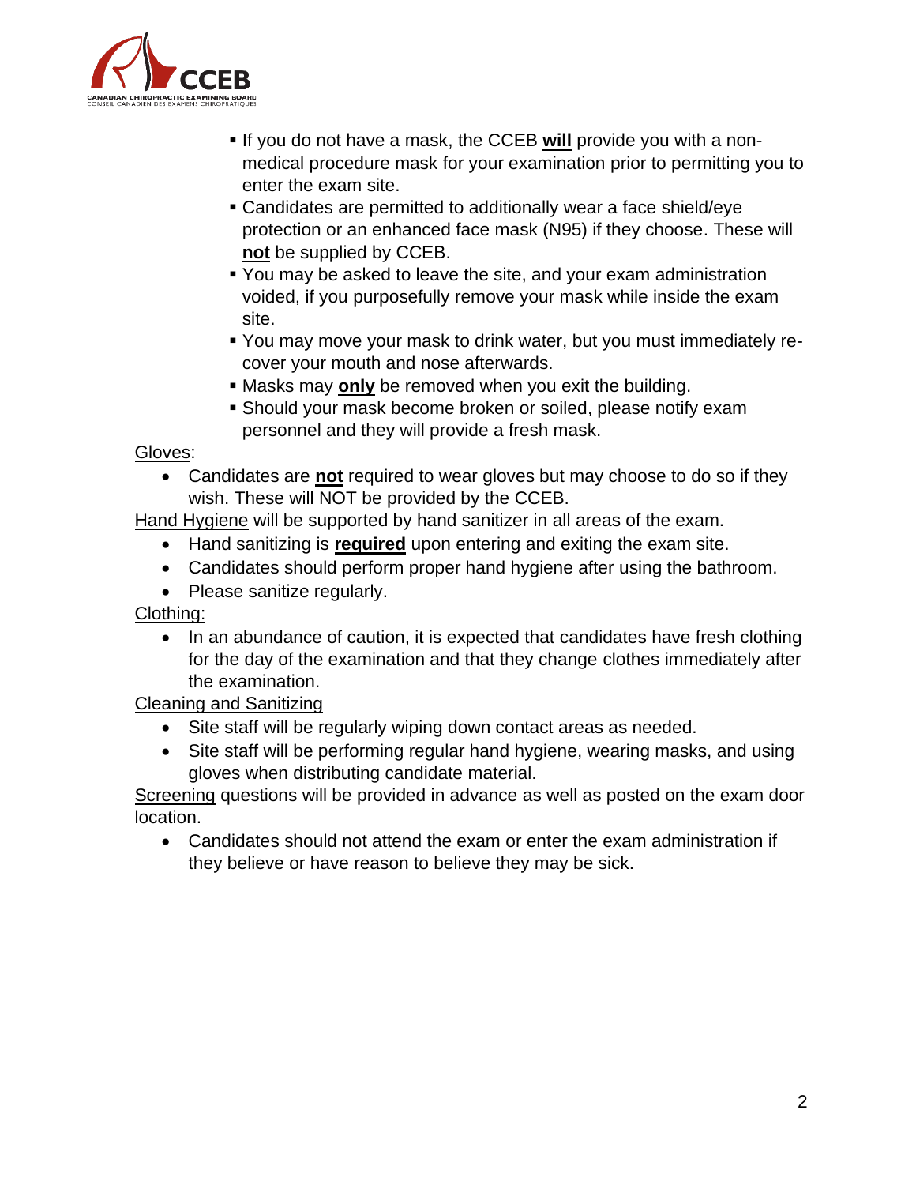- If you do not have a mask, the CCEB **will** provide you with a non-medical procedure mask for your examination prior to permitting you to enter the exam site.
- Candidates are permitted to additionally wear a face shield/eye protection or an enhanced face mask (N95) if they choose. These will **not** be supplied by CCEB.
- You may be asked to leave the site, and your exam administration voided, if you purposefully remove your mask while inside the exam site.
- You may move your mask to drink water, but you must immediately re-cover your mouth and nose afterwards.
- Masks may **only** be removed when you exit the building.
- Should your mask become broken or soiled, please notify exam personnel and they will provide a fresh mask.

Gloves:

- Candidates are **not** required to wear gloves but may choose to do so if they wish. These will NOT be provided by the CCEB.

Hand Hygiene will be supported by hand sanitizer in all areas of the exam.

- Hand sanitizing is **required** upon entering and exiting the exam site.
- Candidates should perform proper hand hygiene after using the bathroom.
- Please sanitize regularly.

Clothing:

- In an abundance of caution, it is expected that candidates have fresh clothing for the day of the examination and that they change clothes immediately after the examination.

Cleaning and Sanitizing

- Site staff will be regularly wiping down contact areas as needed.
- Site staff will be performing regular hand hygiene, wearing masks, and using gloves when distributing candidate material.

Screening questions will be provided in advance as well as posted on the exam door location.

- Candidates should not attend the exam or enter the exam administration if they believe or have reason to believe they may be sick.